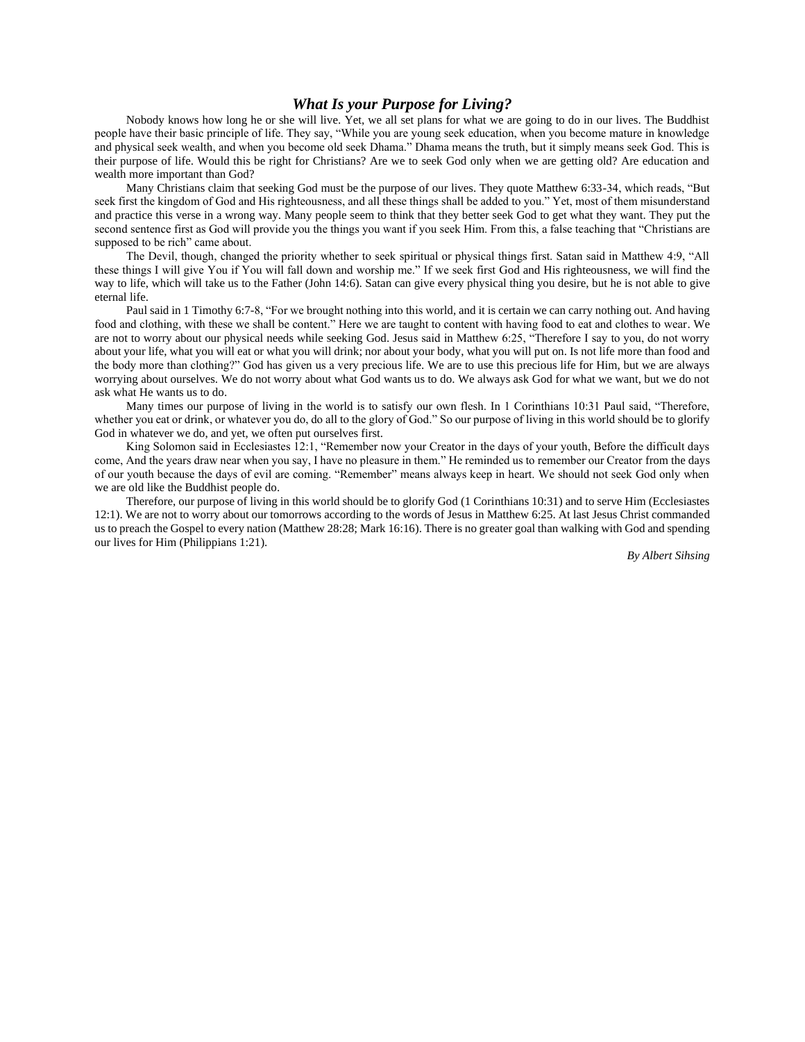## *What Is your Purpose for Living?*

Nobody knows how long he or she will live. Yet, we all set plans for what we are going to do in our lives. The Buddhist people have their basic principle of life. They say, "While you are young seek education, when you become mature in knowledge and physical seek wealth, and when you become old seek Dhama." Dhama means the truth, but it simply means seek God. This is their purpose of life. Would this be right for Christians? Are we to seek God only when we are getting old? Are education and wealth more important than God?

Many Christians claim that seeking God must be the purpose of our lives. They quote Matthew 6:33-34, which reads, "But seek first the kingdom of God and His righteousness, and all these things shall be added to you." Yet, most of them misunderstand and practice this verse in a wrong way. Many people seem to think that they better seek God to get what they want. They put the second sentence first as God will provide you the things you want if you seek Him. From this, a false teaching that "Christians are supposed to be rich" came about.

The Devil, though, changed the priority whether to seek spiritual or physical things first. Satan said in Matthew 4:9, "All these things I will give You if You will fall down and worship me." If we seek first God and His righteousness, we will find the way to life, which will take us to the Father (John 14:6). Satan can give every physical thing you desire, but he is not able to give eternal life.

Paul said in 1 Timothy 6:7-8, "For we brought nothing into this world, and it is certain we can carry nothing out. And having food and clothing, with these we shall be content." Here we are taught to content with having food to eat and clothes to wear. We are not to worry about our physical needs while seeking God. Jesus said in Matthew 6:25, "Therefore I say to you, do not worry about your life, what you will eat or what you will drink; nor about your body, what you will put on. Is not life more than food and the body more than clothing?" God has given us a very precious life. We are to use this precious life for Him, but we are always worrying about ourselves. We do not worry about what God wants us to do. We always ask God for what we want, but we do not ask what He wants us to do.

Many times our purpose of living in the world is to satisfy our own flesh. In 1 Corinthians 10:31 Paul said, "Therefore, whether you eat or drink, or whatever you do, do all to the glory of God." So our purpose of living in this world should be to glorify God in whatever we do, and yet, we often put ourselves first.

King Solomon said in Ecclesiastes 12:1, "Remember now your Creator in the days of your youth, Before the difficult days come, And the years draw near when you say, I have no pleasure in them." He reminded us to remember our Creator from the days of our youth because the days of evil are coming. "Remember" means always keep in heart. We should not seek God only when we are old like the Buddhist people do.

Therefore, our purpose of living in this world should be to glorify God (1 Corinthians 10:31) and to serve Him (Ecclesiastes 12:1). We are not to worry about our tomorrows according to the words of Jesus in Matthew 6:25. At last Jesus Christ commanded us to preach the Gospel to every nation (Matthew 28:28; Mark 16:16). There is no greater goal than walking with God and spending our lives for Him (Philippians 1:21).

*By Albert Sihsing*